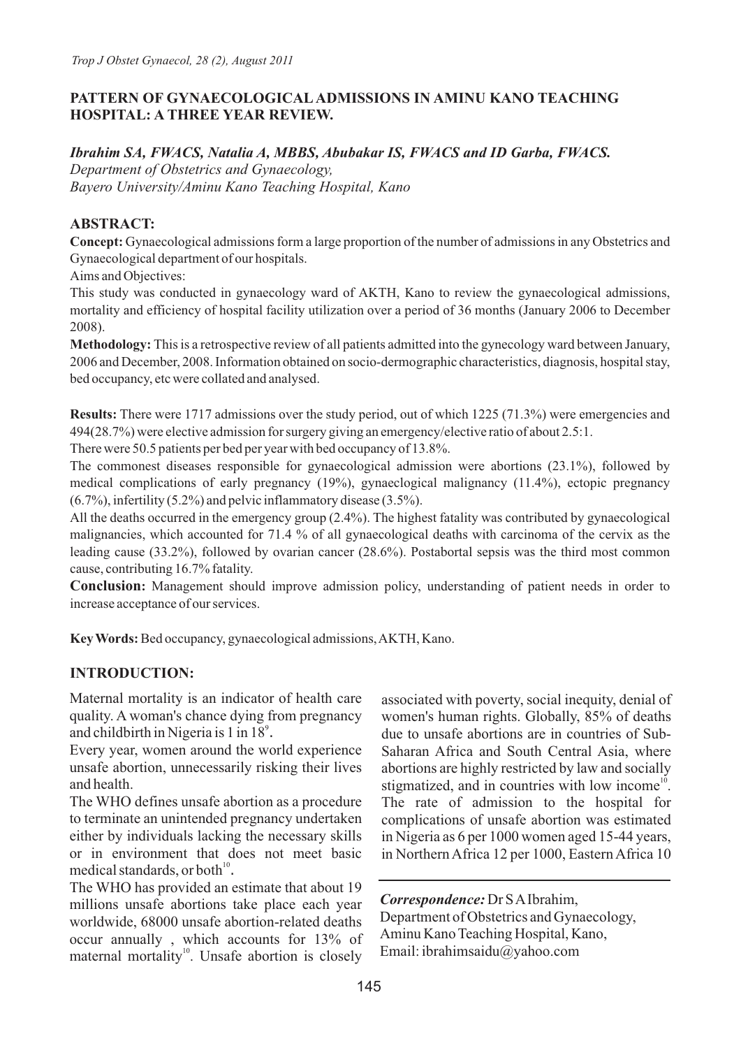# PATTERN OF GYNAECOLOGICAL ADMISSIONS IN AMINU KANO TEACHING HOSPITAL: A THREE YEAR REVIEW.

***Ibrahim SA, FWACS, Natalia A, MBBS, Abubakar IS, FWACS and ID Garba, FWACS.***

*Department of Obstetrics and Gynaecology,*
*Bayero University/Aminu Kano Teaching Hospital, Kano*

## ABSTRACT:

**Concept:** Gynaecological admissions form a large proportion of the number of admissions in any Obstetrics and Gynaecological department of our hospitals.

Aims and Objectives:

This study was conducted in gynaecology ward of AKTH, Kano to review the gynaecological admissions, mortality and efficiency of hospital facility utilization over a period of 36 months (January 2006 to December 2008).

**Methodology:** This is a retrospective review of all patients admitted into the gynecology ward between January, 2006 and December, 2008. Information obtained on socio-dermographic characteristics, diagnosis, hospital stay, bed occupancy, etc were collated and analysed.

**Results:** There were 1717 admissions over the study period, out of which 1225 (71.3%) were emergencies and 494(28.7%) were elective admission for surgery giving an emergency/elective ratio of about 2.5:1.

There were 50.5 patients per bed per year with bed occupancy of 13.8%.

The commonest diseases responsible for gynaecological admission were abortions (23.1%), followed by medical complications of early pregnancy (19%), gynaeclogical malignancy (11.4%), ectopic pregnancy (6.7%), infertility (5.2%) and pelvic inflammatory disease (3.5%).

All the deaths occurred in the emergency group (2.4%). The highest fatality was contributed by gynaecological malignancies, which accounted for 71.4 % of all gynaecological deaths with carcinoma of the cervix as the leading cause (33.2%), followed by ovarian cancer (28.6%). Postabortal sepsis was the third most common cause, contributing 16.7% fatality.

**Conclusion:** Management should improve admission policy, understanding of patient needs in order to increase acceptance of our services.

**Key Words:** Bed occupancy, gynaecological admissions, AKTH, Kano.

## INTRODUCTION:

Maternal mortality is an indicator of health care quality. A woman's chance dying from pregnancy and childbirth in Nigeria is 1 in 18[9].

Every year, women around the world experience unsafe abortion, unnecessarily risking their lives and health.

The WHO defines unsafe abortion as a procedure to terminate an unintended pregnancy undertaken either by individuals lacking the necessary skills or in environment that does not meet basic medical standards, or both[10].

The WHO has provided an estimate that about 19 millions unsafe abortions take place each year worldwide, 68000 unsafe abortion-related deaths occur annually , which accounts for 13% of maternal mortality[10]. Unsafe abortion is closely associated with poverty, social inequity, denial of women's human rights. Globally, 85% of deaths due to unsafe abortions are in countries of Sub-Saharan Africa and South Central Asia, where abortions are highly restricted by law and socially stigmatized, and in countries with low income[10]. The rate of admission to the hospital for complications of unsafe abortion was estimated in Nigeria as 6 per 1000 women aged 15-44 years, in Northern Africa 12 per 1000, Eastern Africa 10

***Correspondence:*** Dr S A Ibrahim,
Department of Obstetrics and Gynaecology,
Aminu Kano Teaching Hospital, Kano,
Email: ibrahimsaidu@yahoo.com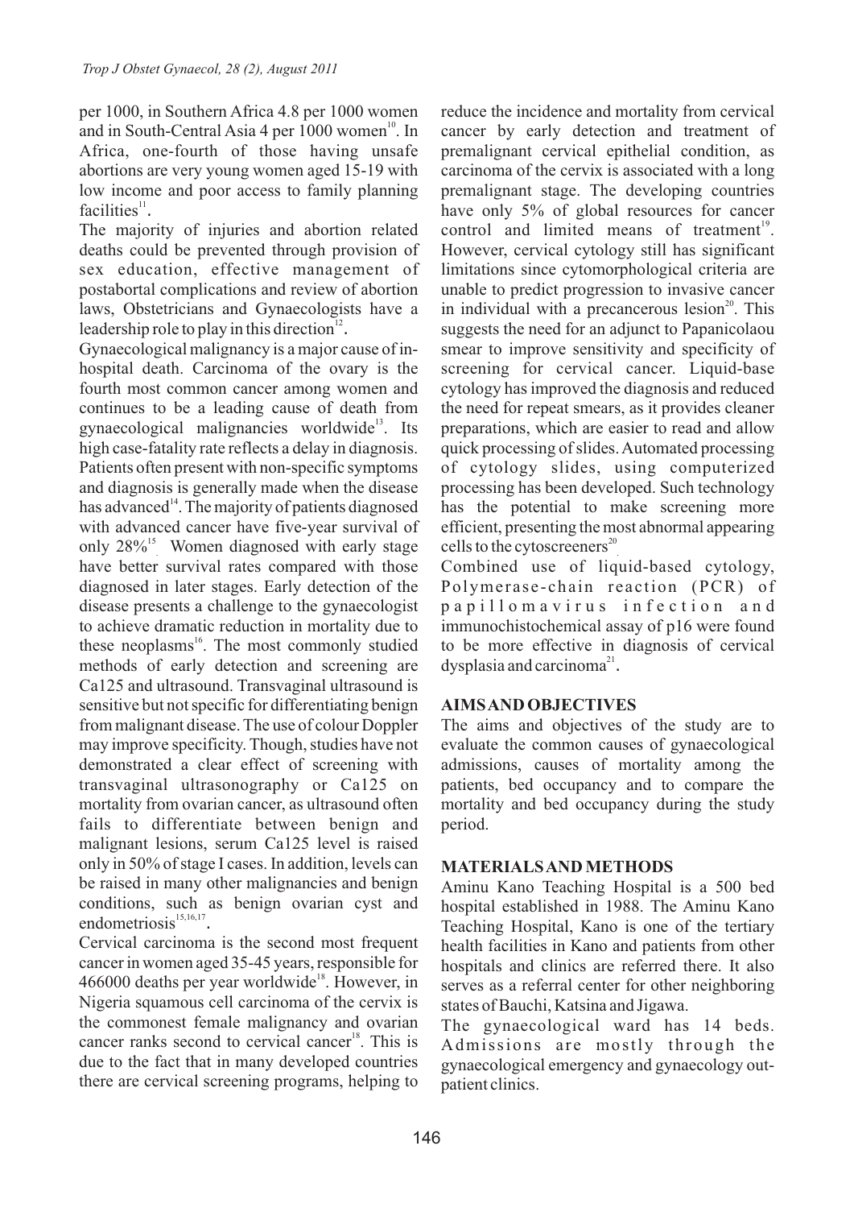per 1000, in Southern Africa 4.8 per 1000 women and in South-Central Asia 4 per 1000 women[10]. In Africa, one-fourth of those having unsafe abortions are very young women aged 15-19 with low income and poor access to family planning facilities[11].

The majority of injuries and abortion related deaths could be prevented through provision of sex education, effective management of postabortal complications and review of abortion laws, Obstetricians and Gynaecologists have a leadership role to play in this direction[12].

Gynaecological malignancy is a major cause of in-hospital death. Carcinoma of the ovary is the fourth most common cancer among women and continues to be a leading cause of death from gynaecological malignancies worldwide[13]. Its high case-fatality rate reflects a delay in diagnosis. Patients often present with non-specific symptoms and diagnosis is generally made when the disease has advanced[14]. The majority of patients diagnosed with advanced cancer have five-year survival of only 28%[15]. Women diagnosed with early stage have better survival rates compared with those diagnosed in later stages. Early detection of the disease presents a challenge to the gynaecologist to achieve dramatic reduction in mortality due to these neoplasms[16]. The most commonly studied methods of early detection and screening are Ca125 and ultrasound. Transvaginal ultrasound is sensitive but not specific for differentiating benign from malignant disease. The use of colour Doppler may improve specificity. Though, studies have not demonstrated a clear effect of screening with transvaginal ultrasonography or Ca125 on mortality from ovarian cancer, as ultrasound often fails to differentiate between benign and malignant lesions, serum Ca125 level is raised only in 50% of stage I cases. In addition, levels can be raised in many other malignancies and benign conditions, such as benign ovarian cyst and endometriosis[15,16,17].

Cervical carcinoma is the second most frequent cancer in women aged 35-45 years, responsible for 466000 deaths per year worldwide[18]. However, in Nigeria squamous cell carcinoma of the cervix is the commonest female malignancy and ovarian cancer ranks second to cervical cancer[18]. This is due to the fact that in many developed countries there are cervical screening programs, helping to reduce the incidence and mortality from cervical cancer by early detection and treatment of premalignant cervical epithelial condition, as carcinoma of the cervix is associated with a long premalignant stage. The developing countries have only 5% of global resources for cancer control and limited means of treatment[19]. However, cervical cytology still has significant limitations since cytomorphological criteria are unable to predict progression to invasive cancer in individual with a precancerous lesion[20]. This suggests the need for an adjunct to Papanicolaou smear to improve sensitivity and specificity of screening for cervical cancer. Liquid-base cytology has improved the diagnosis and reduced the need for repeat smears, as it provides cleaner preparations, which are easier to read and allow quick processing of slides. Automated processing of cytology slides, using computerized processing has been developed. Such technology has the potential to make screening more efficient, presenting the most abnormal appearing cells to the cytoscreeners[20].

Combined use of liquid-based cytology, Polymerase-chain reaction (PCR) of papillomavirus infection and immunochistochemical assay of p16 were found to be more effective in diagnosis of cervical dysplasia and carcinoma[21].

## AIMS AND OBJECTIVES

The aims and objectives of the study are to evaluate the common causes of gynaecological admissions, causes of mortality among the patients, bed occupancy and to compare the mortality and bed occupancy during the study period.

## MATERIALS AND METHODS

Aminu Kano Teaching Hospital is a 500 bed hospital established in 1988. The Aminu Kano Teaching Hospital, Kano is one of the tertiary health facilities in Kano and patients from other hospitals and clinics are referred there. It also serves as a referral center for other neighboring states of Bauchi, Katsina and Jigawa.

The gynaecological ward has 14 beds. Admissions are mostly through the gynaecological emergency and gynaecology out-patient clinics.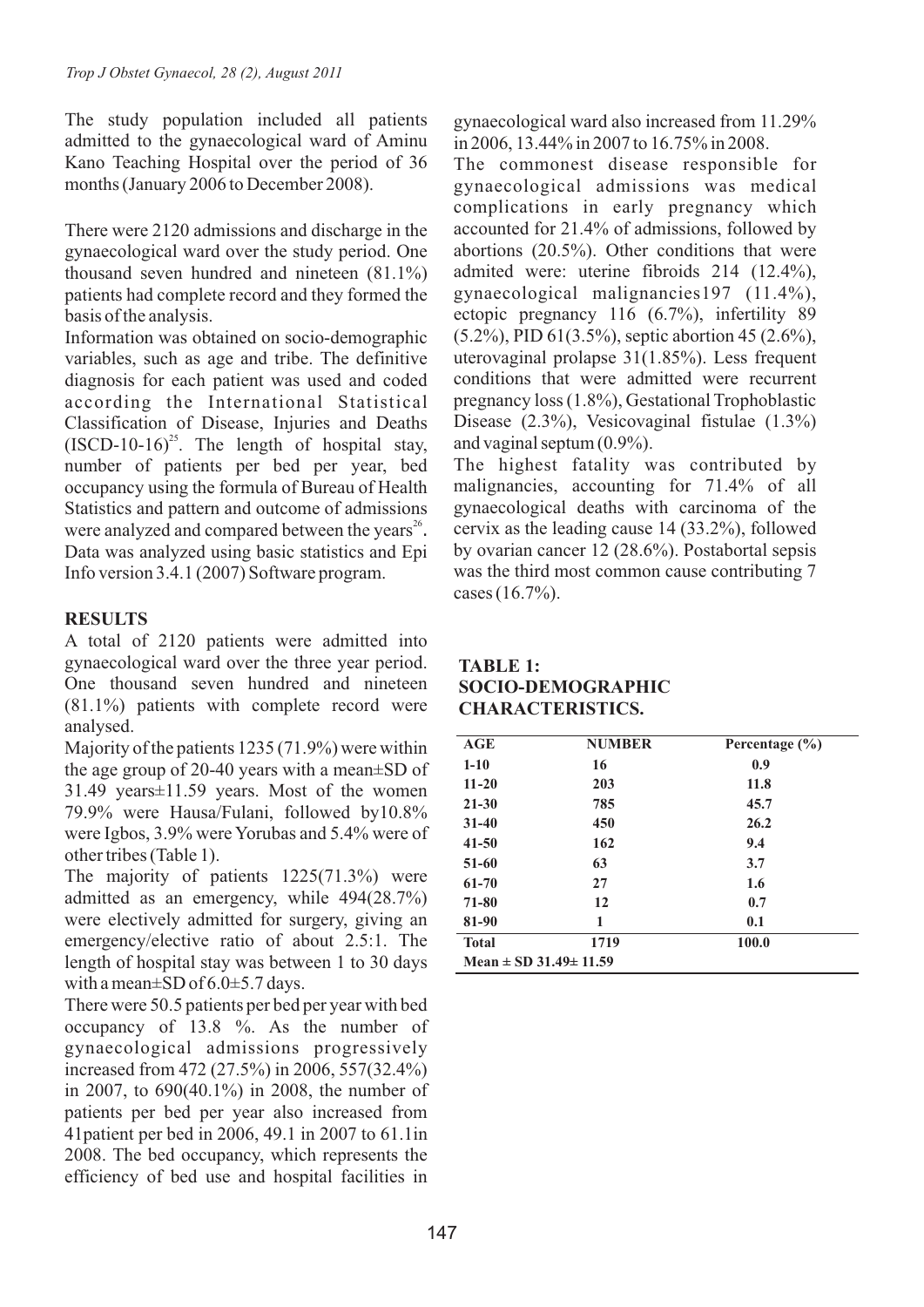The study population included all patients admitted to the gynaecological ward of Aminu Kano Teaching Hospital over the period of 36 months (January 2006 to December 2008).

There were 2120 admissions and discharge in the gynaecological ward over the study period. One thousand seven hundred and nineteen (81.1%) patients had complete record and they formed the basis of the analysis.

Information was obtained on socio-demographic variables, such as age and tribe. The definitive diagnosis for each patient was used and coded according the International Statistical Classification of Disease, Injuries and Deaths (ISCD-10-16)[25]. The length of hospital stay, number of patients per bed per year, bed occupancy using the formula of Bureau of Health Statistics and pattern and outcome of admissions were analyzed and compared between the years[26]. Data was analyzed using basic statistics and Epi Info version 3.4.1 (2007) Software program.

## RESULTS

A total of 2120 patients were admitted into gynaecological ward over the three year period. One thousand seven hundred and nineteen (81.1%) patients with complete record were analysed.

Majority of the patients 1235 (71.9%) were within the age group of 20-40 years with a mean±SD of 31.49 years±11.59 years. Most of the women 79.9% were Hausa/Fulani, followed by10.8% were Igbos, 3.9% were Yorubas and 5.4% were of other tribes (Table 1).

The majority of patients 1225(71.3%) were admitted as an emergency, while 494(28.7%) were electively admitted for surgery, giving an emergency/elective ratio of about 2.5:1. The length of hospital stay was between 1 to 30 days with a mean±SD of 6.0±5.7 days.

There were 50.5 patients per bed per year with bed occupancy of 13.8 %. As the number of gynaecological admissions progressively increased from 472 (27.5%) in 2006, 557(32.4%) in 2007, to 690(40.1%) in 2008, the number of patients per bed per year also increased from 41patient per bed in 2006, 49.1 in 2007 to 61.1in 2008. The bed occupancy, which represents the efficiency of bed use and hospital facilities in gynaecological ward also increased from 11.29% in 2006, 13.44% in 2007 to 16.75% in 2008.

The commonest disease responsible for gynaecological admissions was medical complications in early pregnancy which accounted for 21.4% of admissions, followed by abortions (20.5%). Other conditions that were admited were: uterine fibroids 214 (12.4%), gynaecological malignancies197 (11.4%), ectopic pregnancy 116 (6.7%), infertility 89 (5.2%), PID 61(3.5%), septic abortion 45 (2.6%), uterovaginal prolapse 31(1.85%). Less frequent conditions that were admitted were recurrent pregnancy loss (1.8%), Gestational Trophoblastic Disease (2.3%), Vesicovaginal fistulae (1.3%) and vaginal septum (0.9%).

The highest fatality was contributed by malignancies, accounting for 71.4% of all gynaecological deaths with carcinoma of the cervix as the leading cause 14 (33.2%), followed by ovarian cancer 12 (28.6%). Postabortal sepsis was the third most common cause contributing 7 cases (16.7%).

**TABLE 1: SOCIO-DEMOGRAPHIC CHARACTERISTICS.**

| AGE | NUMBER | Percentage (%) |
|---|---|---|
| 1-10 | 16 | 0.9 |
| 11-20 | 203 | 11.8 |
| 21-30 | 785 | 45.7 |
| 31-40 | 450 | 26.2 |
| 41-50 | 162 | 9.4 |
| 51-60 | 63 | 3.7 |
| 61-70 | 27 | 1.6 |
| 71-80 | 12 | 0.7 |
| 81-90 | 1 | 0.1 |
| Total | 1719 | 100.0 |
| Mean ± SD 31.49± 11.59 | | |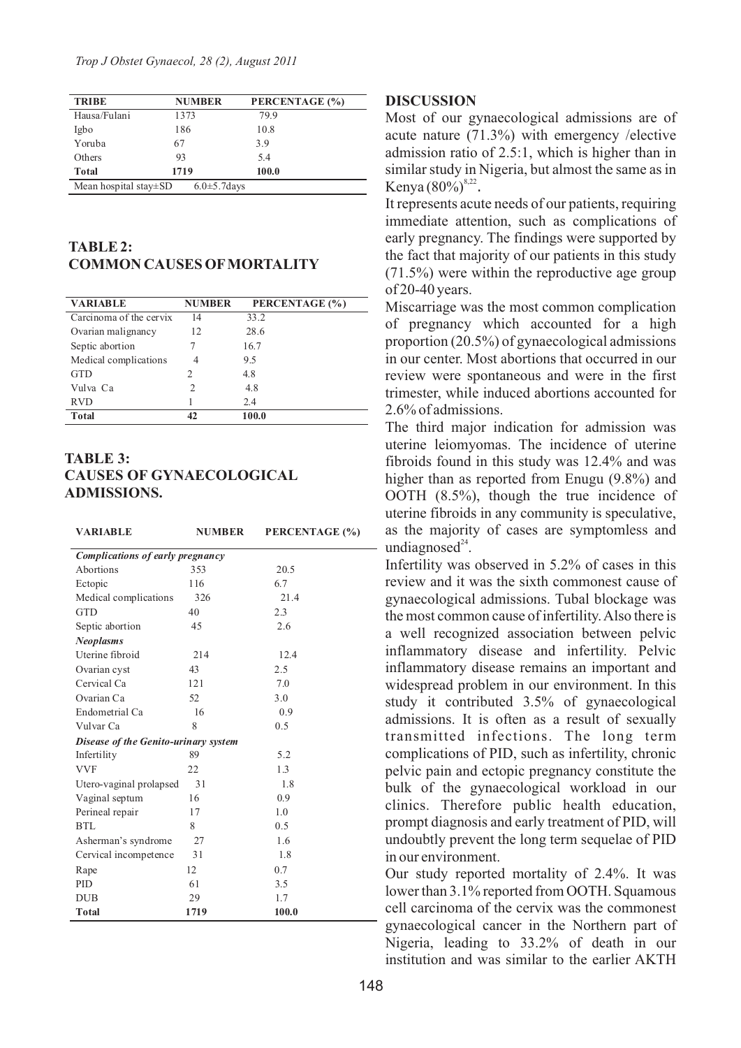| TRIBE | NUMBER | PERCENTAGE (%) |
|---|---|---|
| Hausa/Fulani | 1373 | 79.9 |
| Igbo | 186 | 10.8 |
| Yoruba | 67 | 3.9 |
| Others | 93 | 5.4 |
| **Total** | **1719** | **100.0** |
| Mean hospital stay±SD | 6.0±5.7days | |

## TABLE 2: COMMON CAUSES OF MORTALITY

| VARIABLE | NUMBER | PERCENTAGE (%) |
|---|---|---|
| Carcinoma of the cervix | 14 | 33.2 |
| Ovarian malignancy | 12 | 28.6 |
| Septic abortion | 7 | 16.7 |
| Medical complications | 4 | 9.5 |
| GTD | 2 | 4.8 |
| Vulva Ca | 2 | 4.8 |
| RVD | 1 | 2.4 |
| **Total** | **42** | **100.0** |

## TABLE 3: CAUSES OF GYNAECOLOGICAL ADMISSIONS.

| VARIABLE | NUMBER | PERCENTAGE (%) |
|---|---|---|
| ***Complications of early pregnancy*** | | |
| Abortions | 353 | 20.5 |
| Ectopic | 116 | 6.7 |
| Medical complications | 326 | 21.4 |
| GTD | 40 | 2.3 |
| Septic abortion | 45 | 2.6 |
| ***Neoplasms*** | | |
| Uterine fibroid | 214 | 12.4 |
| Ovarian cyst | 43 | 2.5 |
| Cervical Ca | 121 | 7.0 |
| Ovarian Ca | 52 | 3.0 |
| Endometrial Ca | 16 | 0.9 |
| Vulvar Ca | 8 | 0.5 |
| ***Disease of the Genito-urinary system*** | | |
| Infertility | 89 | 5.2 |
| VVF | 22 | 1.3 |
| Utero-vaginal prolapsed | 31 | 1.8 |
| Vaginal septum | 16 | 0.9 |
| Perineal repair | 17 | 1.0 |
| BTL | 8 | 0.5 |
| Asherman's syndrome | 27 | 1.6 |
| Cervical incompetence | 31 | 1.8 |
| Rape | 12 | 0.7 |
| PID | 61 | 3.5 |
| DUB | 29 | 1.7 |
| **Total** | **1719** | **100.0** |

## DISCUSSION

Most of our gynaecological admissions are of acute nature (71.3%) with emergency /elective admission ratio of 2.5:1, which is higher than in similar study in Nigeria, but almost the same as in Kenya (80%)[8,22].

It represents acute needs of our patients, requiring immediate attention, such as complications of early pregnancy. The findings were supported by the fact that majority of our patients in this study (71.5%) were within the reproductive age group of 20-40 years.

Miscarriage was the most common complication of pregnancy which accounted for a high proportion (20.5%) of gynaecological admissions in our center. Most abortions that occurred in our review were spontaneous and were in the first trimester, while induced abortions accounted for 2.6% of admissions.

The third major indication for admission was uterine leiomyomas. The incidence of uterine fibroids found in this study was 12.4% and was higher than as reported from Enugu (9.8%) and OOTH (8.5%), though the true incidence of uterine fibroids in any community is speculative, as the majority of cases are symptomless and undiagnosed[24].

Infertility was observed in 5.2% of cases in this review and it was the sixth commonest cause of gynaecological admissions. Tubal blockage was the most common cause of infertility. Also there is a well recognized association between pelvic inflammatory disease and infertility. Pelvic inflammatory disease remains an important and widespread problem in our environment. In this study it contributed 3.5% of gynaecological admissions. It is often as a result of sexually transmitted infections. The long term complications of PID, such as infertility, chronic pelvic pain and ectopic pregnancy constitute the bulk of the gynaecological workload in our clinics. Therefore public health education, prompt diagnosis and early treatment of PID, will undoubtly prevent the long term sequelae of PID in our environment.

Our study reported mortality of 2.4%. It was lower than 3.1% reported from OOTH. Squamous cell carcinoma of the cervix was the commonest gynaecological cancer in the Northern part of Nigeria, leading to 33.2% of death in our institution and was similar to the earlier AKTH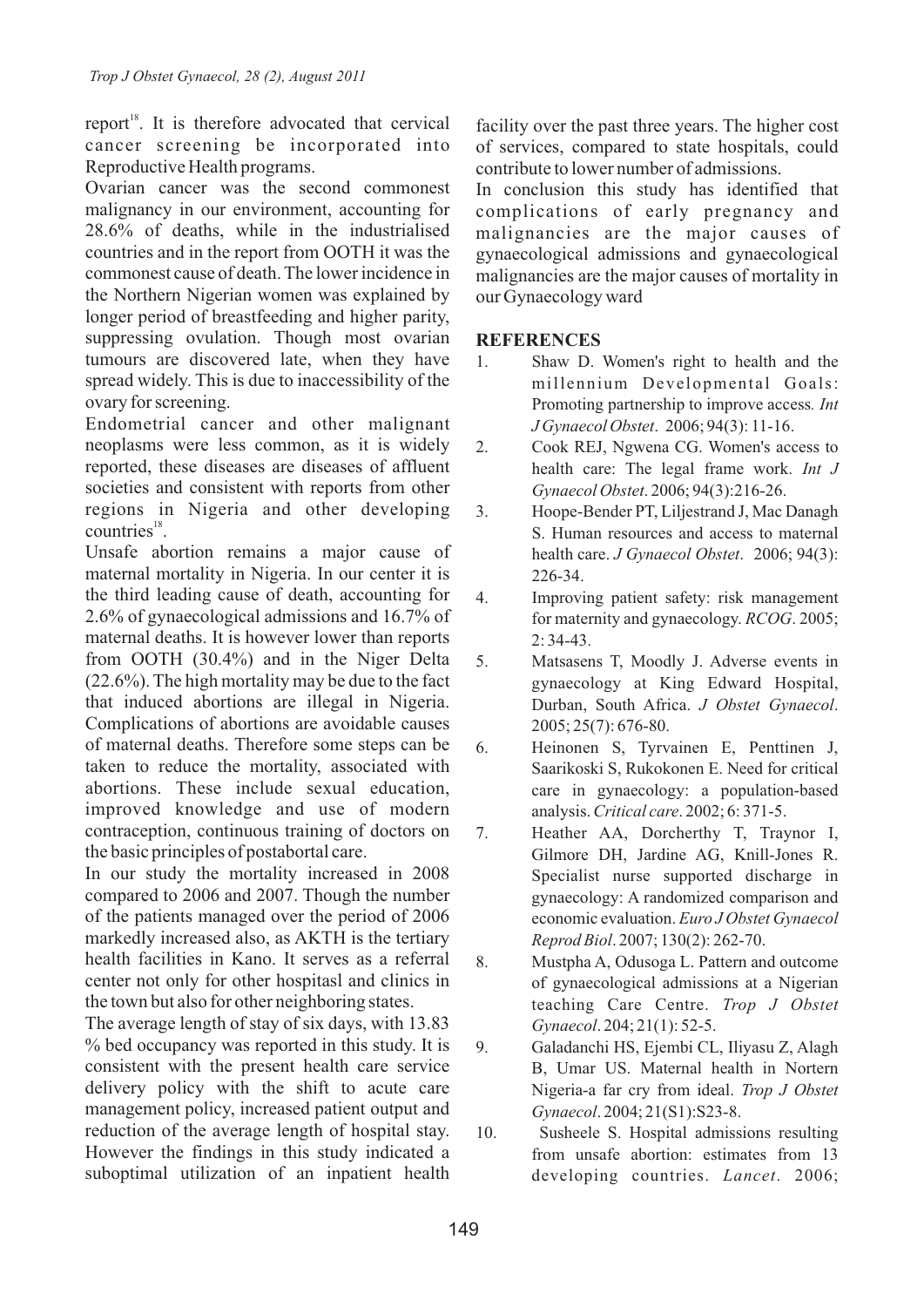report[18]. It is therefore advocated that cervical cancer screening be incorporated into Reproductive Health programs.

Ovarian cancer was the second commonest malignancy in our environment, accounting for 28.6% of deaths, while in the industrialised countries and in the report from OOTH it was the commonest cause of death. The lower incidence in the Northern Nigerian women was explained by longer period of breastfeeding and higher parity, suppressing ovulation. Though most ovarian tumours are discovered late, when they have spread widely. This is due to inaccessibility of the ovary for screening.

Endometrial cancer and other malignant neoplasms were less common, as it is widely reported, these diseases are diseases of affluent societies and consistent with reports from other regions in Nigeria and other developing countries[18].

Unsafe abortion remains a major cause of maternal mortality in Nigeria. In our center it is the third leading cause of death, accounting for 2.6% of gynaecological admissions and 16.7% of maternal deaths. It is however lower than reports from OOTH (30.4%) and in the Niger Delta (22.6%). The high mortality may be due to the fact that induced abortions are illegal in Nigeria. Complications of abortions are avoidable causes of maternal deaths. Therefore some steps can be taken to reduce the mortality, associated with abortions. These include sexual education, improved knowledge and use of modern contraception, continuous training of doctors on the basic principles of postabortal care.

In our study the mortality increased in 2008 compared to 2006 and 2007. Though the number of the patients managed over the period of 2006 markedly increased also, as AKTH is the tertiary health facilities in Kano. It serves as a referral center not only for other hospitasl and clinics in the town but also for other neighboring states.

The average length of stay of six days, with 13.83 % bed occupancy was reported in this study. It is consistent with the present health care service delivery policy with the shift to acute care management policy, increased patient output and reduction of the average length of hospital stay. However the findings in this study indicated a suboptimal utilization of an inpatient health facility over the past three years. The higher cost of services, compared to state hospitals, could contribute to lower number of admissions.

In conclusion this study has identified that complications of early pregnancy and malignancies are the major causes of gynaecological admissions and gynaecological malignancies are the major causes of mortality in our Gynaecology ward

## REFERENCES

1. Shaw D. Women's right to health and the millennium Developmental Goals: Promoting partnership to improve access. *Int J Gynaecol Obstet*. 2006; 94(3): 11-16.
2. Cook REJ, Ngwena CG. Women's access to health care: The legal frame work. *Int J Gynaecol Obstet*. 2006; 94(3):216-26.
3. Hoope-Bender PT, Liljestrand J, Mac Danagh S. Human resources and access to maternal health care. *J Gynaecol Obstet*. 2006; 94(3): 226-34.
4. Improving patient safety: risk management for maternity and gynaecology. *RCOG*. 2005; 2: 34-43.
5. Matsasens T, Moodly J. Adverse events in gynaecology at King Edward Hospital, Durban, South Africa. *J Obstet Gynaecol*. 2005; 25(7): 676-80.
6. Heinonen S, Tyrvainen E, Penttinen J, Saarikoski S, Rukokonen E. Need for critical care in gynaecology: a population-based analysis. *Critical care*. 2002; 6: 371-5.
7. Heather AA, Dorcherthy T, Traynor I, Gilmore DH, Jardine AG, Knill-Jones R. Specialist nurse supported discharge in gynaecology: A randomized comparison and economic evaluation. *Euro J Obstet Gynaecol Reprod Biol*. 2007; 130(2): 262-70.
8. Mustpha A, Odusoga L. Pattern and outcome of gynaecological admissions at a Nigerian teaching Care Centre. *Trop J Obstet Gynaecol*. 204; 21(1): 52-5.
9. Galadanchi HS, Ejembi CL, Iliyasu Z, Alagh B, Umar US. Maternal health in Nortern Nigeria-a far cry from ideal. *Trop J Obstet Gynaecol*. 2004; 21(S1):S23-8.
10. Susheele S. Hospital admissions resulting from unsafe abortion: estimates from 13 developing countries. *Lancet*. 2006;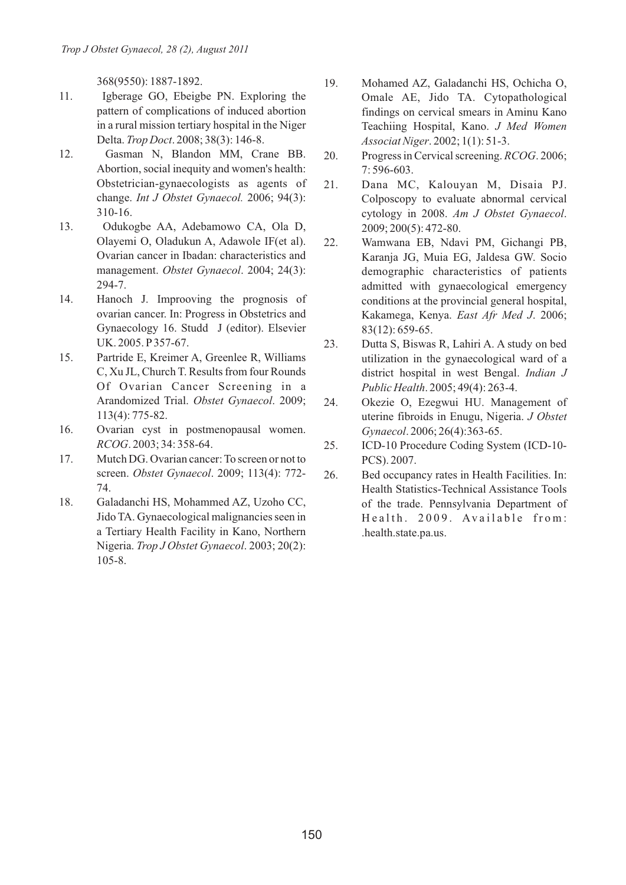368(9550): 1887-1892.

11. Igberage GO, Ebeigbe PN. Exploring the pattern of complications of induced abortion in a rural mission tertiary hospital in the Niger Delta. *Trop Doct*. 2008; 38(3): 146-8.
12. Gasman N, Blandon MM, Crane BB. Abortion, social inequity and women's health: Obstetrician-gynaecologists as agents of change. *Int J Obstet Gynaecol.* 2006; 94(3): 310-16.
13. Odukogbe AA, Adebamowo CA, Ola D, Olayemi O, Oladukun A, Adawole IF(et al). Ovarian cancer in Ibadan: characteristics and management. *Obstet Gynaecol*. 2004; 24(3): 294-7.
14. Hanoch J. Improoving the prognosis of ovarian cancer. In: Progress in Obstetrics and Gynaecology 16. Studd J (editor). Elsevier UK. 2005. P 357-67.
15. Partride E, Kreimer A, Greenlee R, Williams C, Xu JL, Church T. Results from four Rounds Of Ovarian Cancer Screening in a Arandomized Trial. *Obstet Gynaecol*. 2009; 113(4): 775-82.
16. Ovarian cyst in postmenopausal women. *RCOG*. 2003; 34: 358-64.
17. Mutch DG. Ovarian cancer: To screen or not to screen. *Obstet Gynaecol*. 2009; 113(4): 772-74.
18. Galadanchi HS, Mohammed AZ, Uzoho CC, Jido TA. Gynaecological malignancies seen in a Tertiary Health Facility in Kano, Northern Nigeria. *Trop J Obstet Gynaecol*. 2003; 20(2): 105-8.
19. Mohamed AZ, Galadanchi HS, Ochicha O, Omale AE, Jido TA. Cytopathological findings on cervical smears in Aminu Kano Teachiing Hospital, Kano. *J Med Women Associat Niger*. 2002; 1(1): 51-3.
20. Progress in Cervical screening. *RCOG*. 2006; 7: 596-603.
21. Dana MC, Kalouyan M, Disaia PJ. Colposcopy to evaluate abnormal cervical cytology in 2008. *Am J Obstet Gynaecol*. 2009; 200(5): 472-80.
22. Wamwana EB, Ndavi PM, Gichangi PB, Karanja JG, Muia EG, Jaldesa GW. Socio demographic characteristics of patients admitted with gynaecological emergency conditions at the provincial general hospital, Kakamega, Kenya. *East Afr Med J*. 2006; 83(12): 659-65.
23. Dutta S, Biswas R, Lahiri A. A study on bed utilization in the gynaecological ward of a district hospital in west Bengal. *Indian J Public Health*. 2005; 49(4): 263-4.
24. Okezie O, Ezegwui HU. Management of uterine fibroids in Enugu, Nigeria. *J Obstet Gynaecol*. 2006; 26(4):363-65.
25. ICD-10 Procedure Coding System (ICD-10-PCS). 2007.
26. Bed occupancy rates in Health Facilities. In: Health Statistics-Technical Assistance Tools of the trade. Pennsylvania Department of Health. 2009. Available from: .health.state.pa.us.